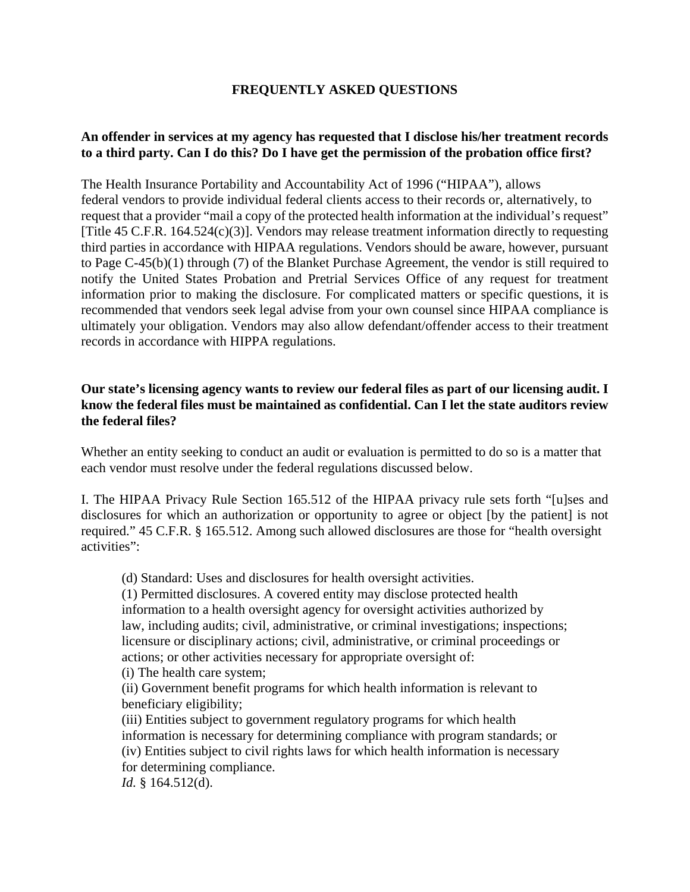# FREQUENTLY ASKED QUESTIONS

**An offender in services at my agency has requested that I disclose his/her treatment records to a third party. Can I do this? Do I have get the permission of the probation office first?**

The Health Insurance Portability and Accountability Act of 1996 ("HIPAA"), allows federal vendors to provide individual federal clients access to their records or, alternatively, to request that a provider "mail a copy of the protected health information at the individual's request" [Title 45 C.F.R. 164.524(c)(3)]. Vendors may release treatment information directly to requesting third parties in accordance with HIPAA regulations. Vendors should be aware, however, pursuant to Page C-45(b)(1) through (7) of the Blanket Purchase Agreement, the vendor is still required to notify the United States Probation and Pretrial Services Office of any request for treatment information prior to making the disclosure. For complicated matters or specific questions, it is recommended that vendors seek legal advise from your own counsel since HIPAA compliance is ultimately your obligation. Vendors may also allow defendant/offender access to their treatment records in accordance with HIPPA regulations.

**Our state's licensing agency wants to review our federal files as part of our licensing audit. I know the federal files must be maintained as confidential. Can I let the state auditors review the federal files?**

Whether an entity seeking to conduct an audit or evaluation is permitted to do so is a matter that each vendor must resolve under the federal regulations discussed below.

I. The HIPAA Privacy Rule Section 165.512 of the HIPAA privacy rule sets forth "[u]ses and disclosures for which an authorization or opportunity to agree or object [by the patient] is not required." 45 C.F.R. § 165.512. Among such allowed disclosures are those for "health oversight activities":

> (d) Standard: Uses and disclosures for health oversight activities.
> (1) Permitted disclosures. A covered entity may disclose protected health information to a health oversight agency for oversight activities authorized by law, including audits; civil, administrative, or criminal investigations; inspections; licensure or disciplinary actions; civil, administrative, or criminal proceedings or actions; or other activities necessary for appropriate oversight of:
> (i) The health care system;
> (ii) Government benefit programs for which health information is relevant to beneficiary eligibility;
> (iii) Entities subject to government regulatory programs for which health information is necessary for determining compliance with program standards; or
> (iv) Entities subject to civil rights laws for which health information is necessary for determining compliance.
> *Id.* § 164.512(d).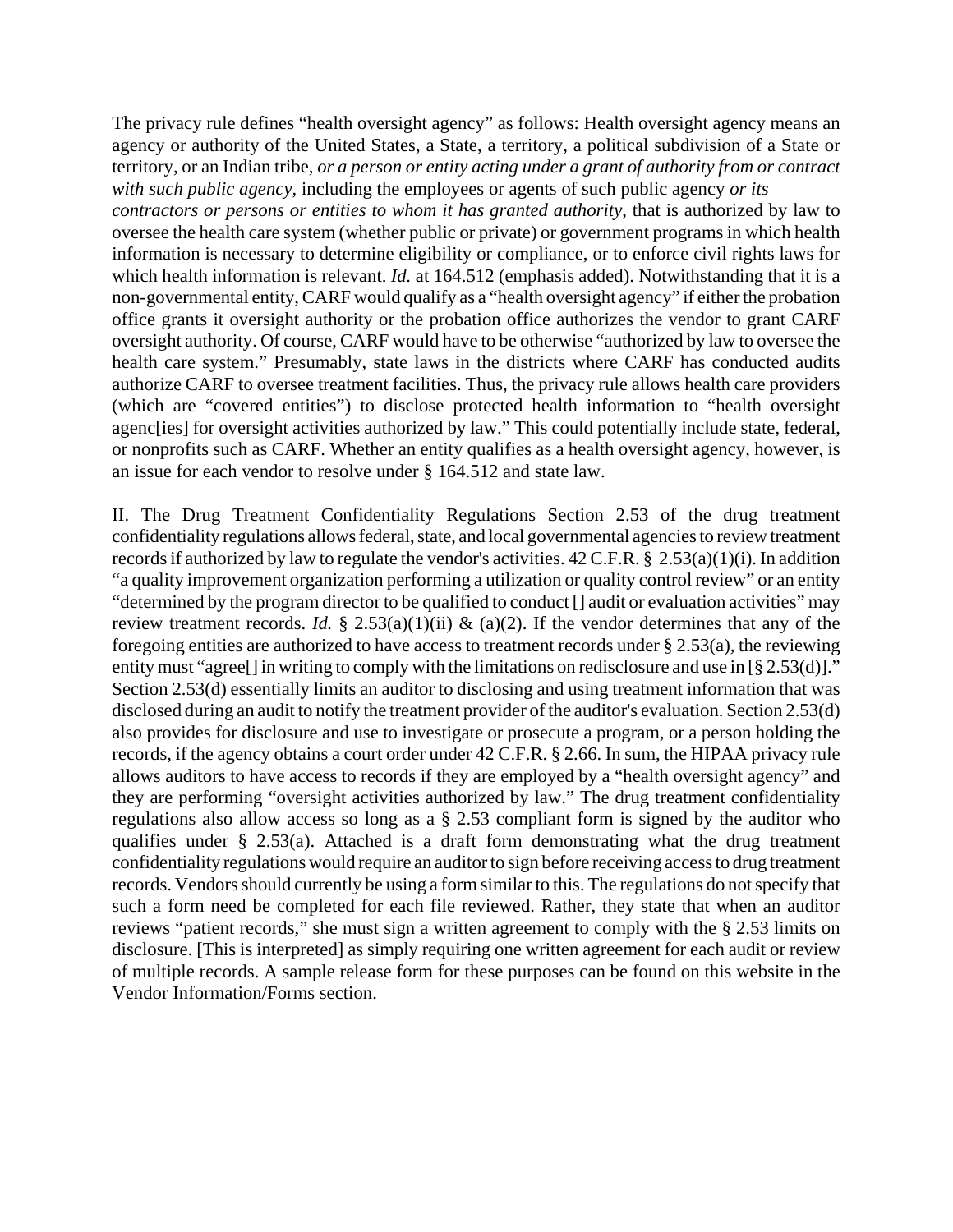The privacy rule defines "health oversight agency" as follows: Health oversight agency means an agency or authority of the United States, a State, a territory, a political subdivision of a State or territory, or an Indian tribe, *or a person or entity acting under a grant of authority from or contract with such public agency*, including the employees or agents of such public agency *or its contractors or persons or entities to whom it has granted authority*, that is authorized by law to oversee the health care system (whether public or private) or government programs in which health information is necessary to determine eligibility or compliance, or to enforce civil rights laws for which health information is relevant. *Id.* at 164.512 (emphasis added). Notwithstanding that it is a non-governmental entity, CARF would qualify as a "health oversight agency" if either the probation office grants it oversight authority or the probation office authorizes the vendor to grant CARF oversight authority. Of course, CARF would have to be otherwise "authorized by law to oversee the health care system." Presumably, state laws in the districts where CARF has conducted audits authorize CARF to oversee treatment facilities. Thus, the privacy rule allows health care providers (which are "covered entities") to disclose protected health information to "health oversight agenc[ies] for oversight activities authorized by law." This could potentially include state, federal, or nonprofits such as CARF. Whether an entity qualifies as a health oversight agency, however, is an issue for each vendor to resolve under § 164.512 and state law.

II. The Drug Treatment Confidentiality Regulations Section 2.53 of the drug treatment confidentiality regulations allows federal, state, and local governmental agencies to review treatment records if authorized by law to regulate the vendor's activities. 42 C.F.R. § 2.53(a)(1)(i). In addition "a quality improvement organization performing a utilization or quality control review" or an entity "determined by the program director to be qualified to conduct [] audit or evaluation activities" may review treatment records. *Id.* § 2.53(a)(1)(ii) & (a)(2). If the vendor determines that any of the foregoing entities are authorized to have access to treatment records under § 2.53(a), the reviewing entity must "agree[] in writing to comply with the limitations on redisclosure and use in [§ 2.53(d)]." Section 2.53(d) essentially limits an auditor to disclosing and using treatment information that was disclosed during an audit to notify the treatment provider of the auditor's evaluation. Section 2.53(d) also provides for disclosure and use to investigate or prosecute a program, or a person holding the records, if the agency obtains a court order under 42 C.F.R. § 2.66. In sum, the HIPAA privacy rule allows auditors to have access to records if they are employed by a "health oversight agency" and they are performing "oversight activities authorized by law." The drug treatment confidentiality regulations also allow access so long as a § 2.53 compliant form is signed by the auditor who qualifies under § 2.53(a). Attached is a draft form demonstrating what the drug treatment confidentiality regulations would require an auditor to sign before receiving access to drug treatment records. Vendors should currently be using a form similar to this. The regulations do not specify that such a form need be completed for each file reviewed. Rather, they state that when an auditor reviews "patient records," she must sign a written agreement to comply with the § 2.53 limits on disclosure. [This is interpreted] as simply requiring one written agreement for each audit or review of multiple records. A sample release form for these purposes can be found on this website in the Vendor Information/Forms section.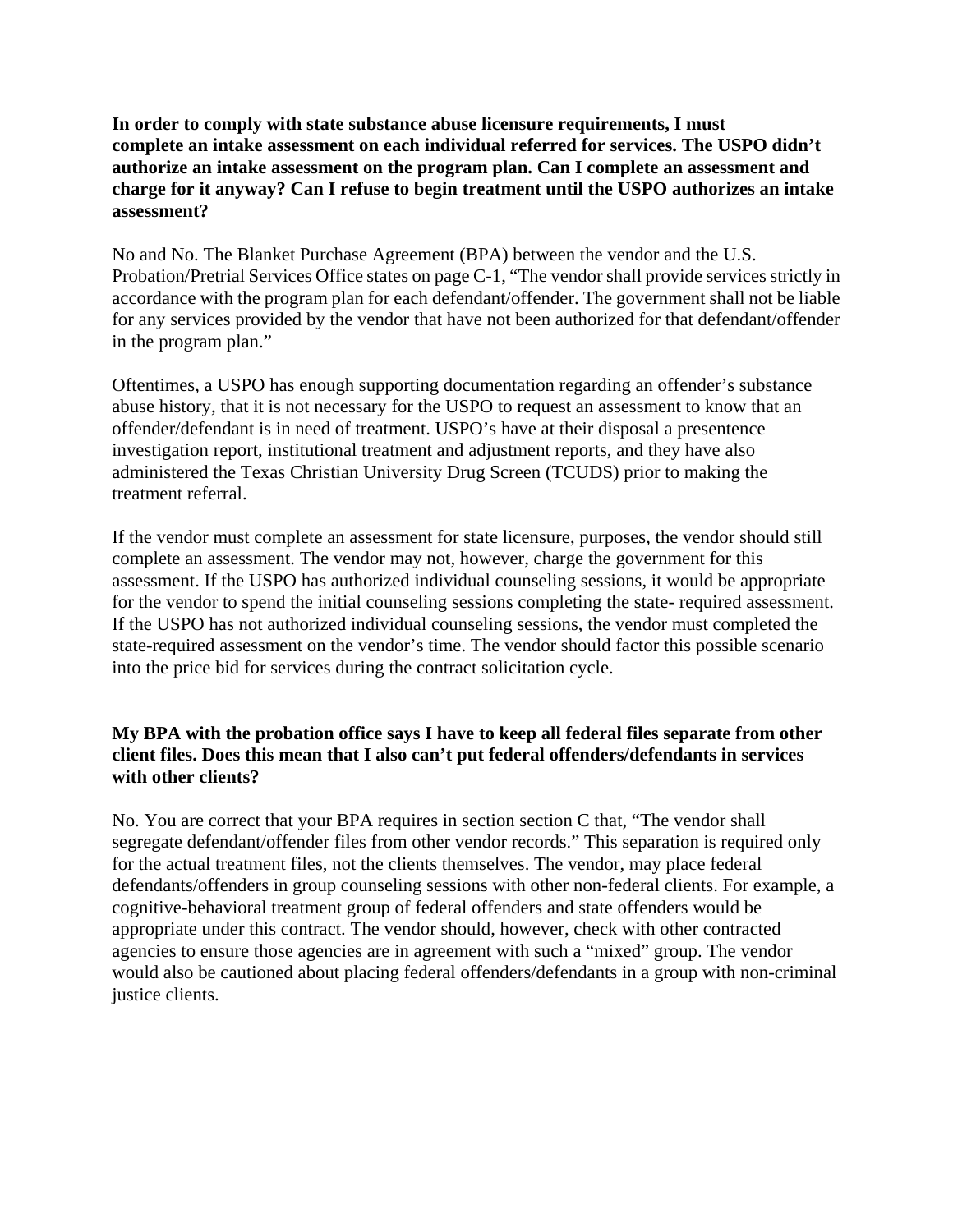**In order to comply with state substance abuse licensure requirements, I must complete an intake assessment on each individual referred for services. The USPO didn't authorize an intake assessment on the program plan. Can I complete an assessment and charge for it anyway? Can I refuse to begin treatment until the USPO authorizes an intake assessment?**

No and No. The Blanket Purchase Agreement (BPA) between the vendor and the U.S. Probation/Pretrial Services Office states on page C-1, "The vendor shall provide services strictly in accordance with the program plan for each defendant/offender. The government shall not be liable for any services provided by the vendor that have not been authorized for that defendant/offender in the program plan."

Oftentimes, a USPO has enough supporting documentation regarding an offender's substance abuse history, that it is not necessary for the USPO to request an assessment to know that an offender/defendant is in need of treatment. USPO's have at their disposal a presentence investigation report, institutional treatment and adjustment reports, and they have also administered the Texas Christian University Drug Screen (TCUDS) prior to making the treatment referral.

If the vendor must complete an assessment for state licensure, purposes, the vendor should still complete an assessment. The vendor may not, however, charge the government for this assessment. If the USPO has authorized individual counseling sessions, it would be appropriate for the vendor to spend the initial counseling sessions completing the state- required assessment. If the USPO has not authorized individual counseling sessions, the vendor must completed the state-required assessment on the vendor's time. The vendor should factor this possible scenario into the price bid for services during the contract solicitation cycle.

**My BPA with the probation office says I have to keep all federal files separate from other client files. Does this mean that I also can't put federal offenders/defendants in services with other clients?**

No. You are correct that your BPA requires in section section C that, "The vendor shall segregate defendant/offender files from other vendor records." This separation is required only for the actual treatment files, not the clients themselves. The vendor, may place federal defendants/offenders in group counseling sessions with other non-federal clients. For example, a cognitive-behavioral treatment group of federal offenders and state offenders would be appropriate under this contract. The vendor should, however, check with other contracted agencies to ensure those agencies are in agreement with such a "mixed" group. The vendor would also be cautioned about placing federal offenders/defendants in a group with non-criminal justice clients.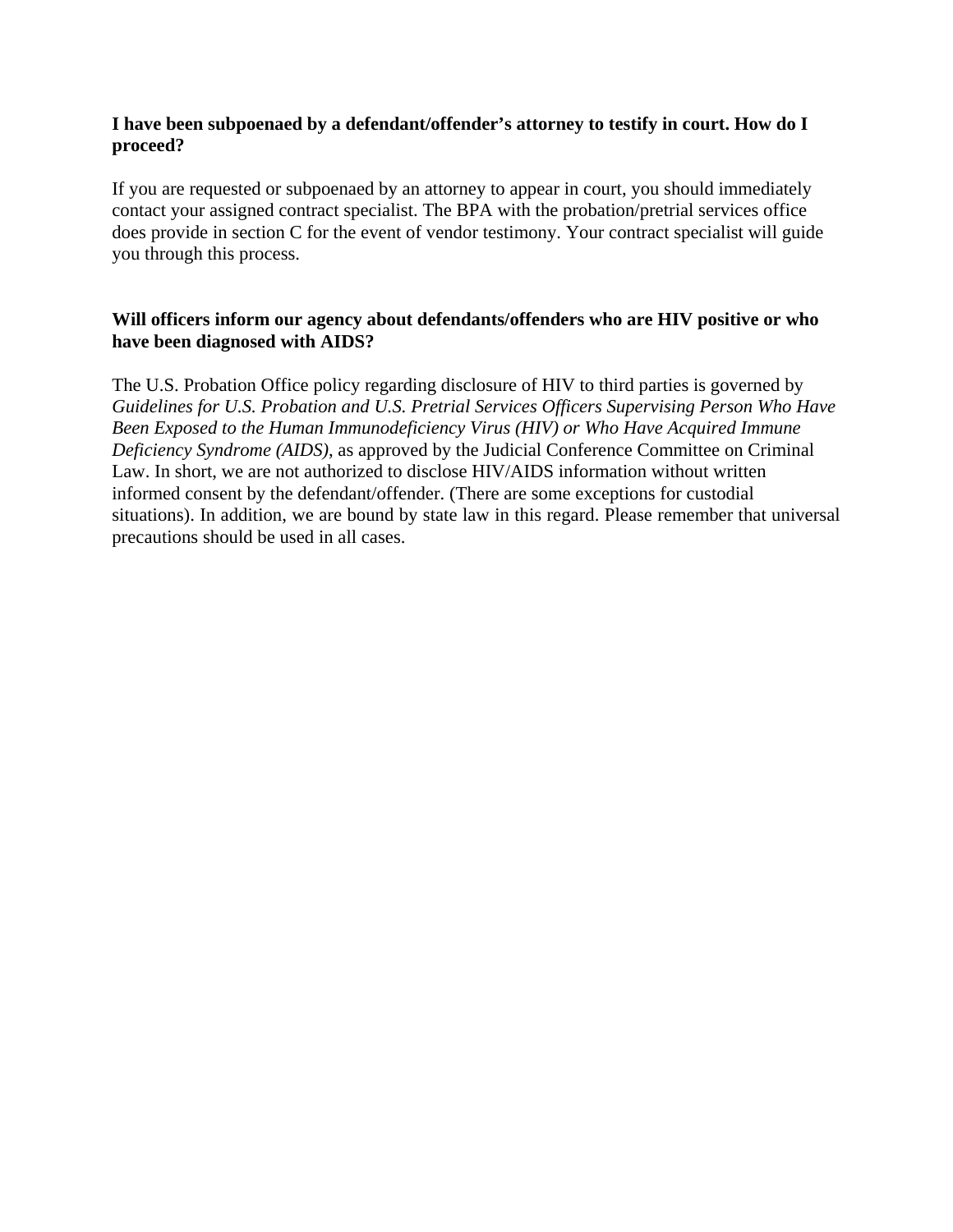**I have been subpoenaed by a defendant/offender's attorney to testify in court. How do I proceed?**

If you are requested or subpoenaed by an attorney to appear in court, you should immediately contact your assigned contract specialist. The BPA with the probation/pretrial services office does provide in section C for the event of vendor testimony. Your contract specialist will guide you through this process.

**Will officers inform our agency about defendants/offenders who are HIV positive or who have been diagnosed with AIDS?**

The U.S. Probation Office policy regarding disclosure of HIV to third parties is governed by *Guidelines for U.S. Probation and U.S. Pretrial Services Officers Supervising Person Who Have Been Exposed to the Human Immunodeficiency Virus (HIV) or Who Have Acquired Immune Deficiency Syndrome (AIDS)*, as approved by the Judicial Conference Committee on Criminal Law. In short, we are not authorized to disclose HIV/AIDS information without written informed consent by the defendant/offender. (There are some exceptions for custodial situations). In addition, we are bound by state law in this regard. Please remember that universal precautions should be used in all cases.